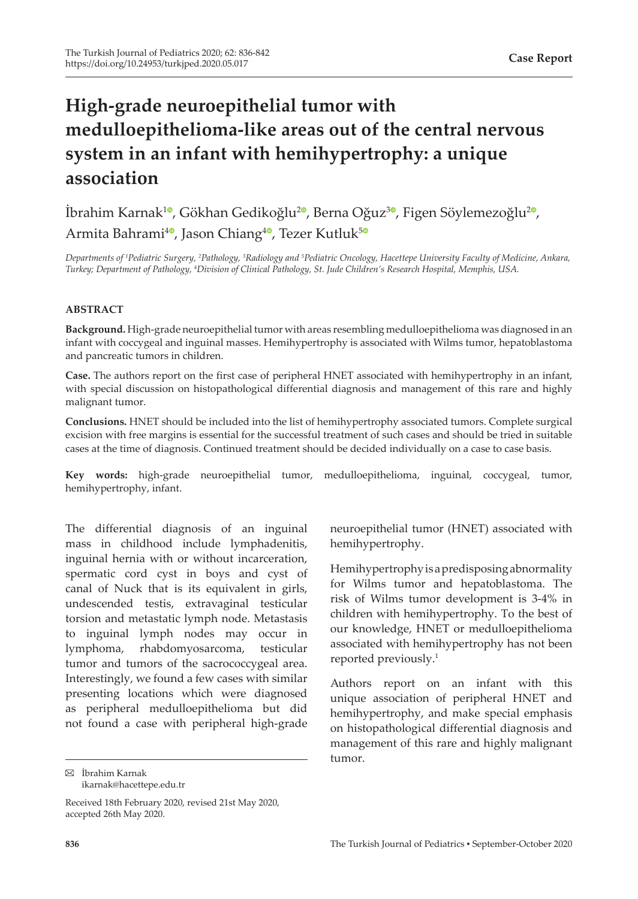Case Report

# High-grade neuroepithelial tumor with medulloepithelioma-like areas out of the central nervous system in an infant with hemihypertrophy: a unique association

İbrahim Karnak[1], Gökhan Gedikoğlu[2], Berna Oğuz[3], Figen Söylemezoğlu[2], Armita Bahrami[4], Jason Chiang[4], Tezer Kutluk[5]

*Departments of [1]Pediatric Surgery, [2]Pathology, [3]Radiology and [5]Pediatric Oncology, Hacettepe University Faculty of Medicine, Ankara, Turkey; Department of Pathology, [4]Division of Clinical Pathology, St. Jude Children's Research Hospital, Memphis, USA.*

## ABSTRACT

**Background.** High-grade neuroepithelial tumor with areas resembling medulloepithelioma was diagnosed in an infant with coccygeal and inguinal masses. Hemihypertrophy is associated with Wilms tumor, hepatoblastoma and pancreatic tumors in children.

**Case.** The authors report on the first case of peripheral HNET associated with hemihypertrophy in an infant, with special discussion on histopathological differential diagnosis and management of this rare and highly malignant tumor.

**Conclusions.** HNET should be included into the list of hemihypertrophy associated tumors. Complete surgical excision with free margins is essential for the successful treatment of such cases and should be tried in suitable cases at the time of diagnosis. Continued treatment should be decided individually on a case to case basis.

**Key words:** high-grade neuroepithelial tumor, medulloepithelioma, inguinal, coccygeal, tumor, hemihypertrophy, infant.

The differential diagnosis of an inguinal mass in childhood include lymphadenitis, inguinal hernia with or without incarceration, spermatic cord cyst in boys and cyst of canal of Nuck that is its equivalent in girls, undescended testis, extravaginal testicular torsion and metastatic lymph node. Metastasis to inguinal lymph nodes may occur in lymphoma, rhabdomyosarcoma, testicular tumor and tumors of the sacrococcygeal area. Interestingly, we found a few cases with similar presenting locations which were diagnosed as peripheral medulloepithelioma but did not found a case with peripheral high-grade neuroepithelial tumor (HNET) associated with hemihypertrophy.

Hemihypertrophy is a predisposing abnormality for Wilms tumor and hepatoblastoma. The risk of Wilms tumor development is 3-4% in children with hemihypertrophy. To the best of our knowledge, HNET or medulloepithelioma associated with hemihypertrophy has not been reported previously.[1]

Authors report on an infant with this unique association of peripheral HNET and hemihypertrophy, and make special emphasis on histopathological differential diagnosis and management of this rare and highly malignant tumor.

---

✉ İbrahim Karnak
ikarnak@hacettepe.edu.tr

Received 18th February 2020, revised 21st May 2020, accepted 26th May 2020.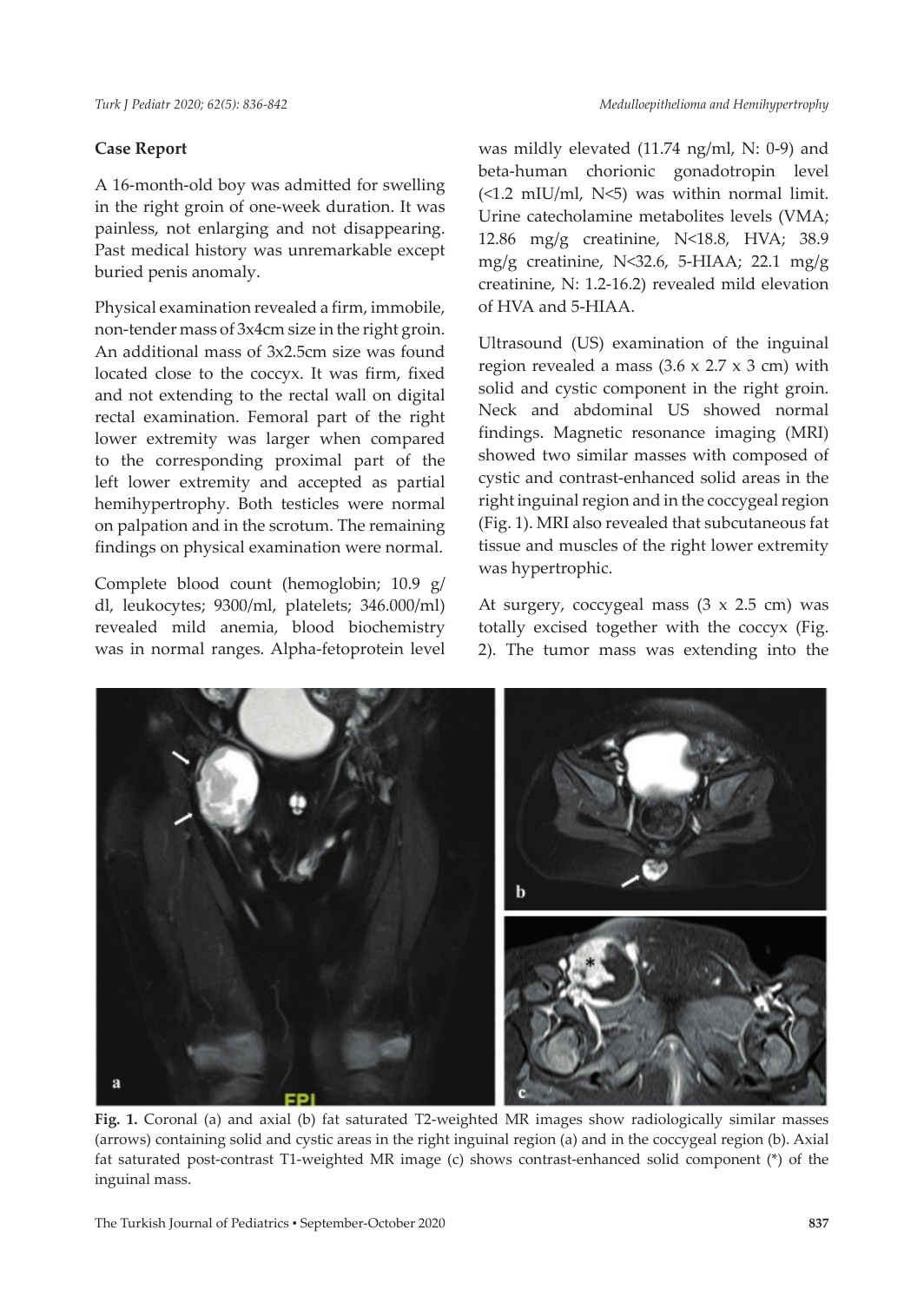## Case Report

A 16-month-old boy was admitted for swelling in the right groin of one-week duration. It was painless, not enlarging and not disappearing. Past medical history was unremarkable except buried penis anomaly.

Physical examination revealed a firm, immobile, non-tender mass of 3x4cm size in the right groin. An additional mass of 3x2.5cm size was found located close to the coccyx. It was firm, fixed and not extending to the rectal wall on digital rectal examination. Femoral part of the right lower extremity was larger when compared to the corresponding proximal part of the left lower extremity and accepted as partial hemihypertrophy. Both testicles were normal on palpation and in the scrotum. The remaining findings on physical examination were normal.

Complete blood count (hemoglobin; 10.9 g/dl, leukocytes; 9300/ml, platelets; 346.000/ml) revealed mild anemia, blood biochemistry was in normal ranges. Alpha-fetoprotein level was mildly elevated (11.74 ng/ml, N: 0-9) and beta-human chorionic gonadotropin level (<1.2 mIU/ml, N<5) was within normal limit. Urine catecholamine metabolites levels (VMA; 12.86 mg/g creatinine, N<18.8, HVA; 38.9 mg/g creatinine, N<32.6, 5-HIAA; 22.1 mg/g creatinine, N: 1.2-16.2) revealed mild elevation of HVA and 5-HIAA.

Ultrasound (US) examination of the inguinal region revealed a mass (3.6 x 2.7 x 3 cm) with solid and cystic component in the right groin. Neck and abdominal US showed normal findings. Magnetic resonance imaging (MRI) showed two similar masses with composed of cystic and contrast-enhanced solid areas in the right inguinal region and in the coccygeal region (Fig. 1). MRI also revealed that subcutaneous fat tissue and muscles of the right lower extremity was hypertrophic.

At surgery, coccygeal mass (3 x 2.5 cm) was totally excised together with the coccyx (Fig. 2). The tumor mass was extending into the

**Fig. 1.** Coronal (a) and axial (b) fat saturated T2-weighted MR images show radiologically similar masses (arrows) containing solid and cystic areas in the right inguinal region (a) and in the coccygeal region (b). Axial fat saturated post-contrast T1-weighted MR image (c) shows contrast-enhanced solid component (*) of the inguinal mass.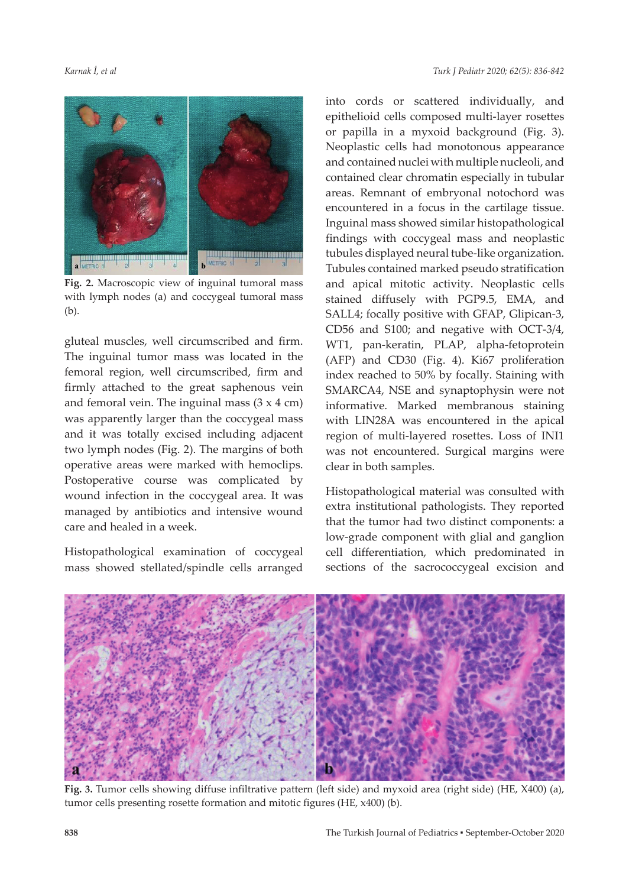Fig. 2. Macroscopic view of inguinal tumoral mass with lymph nodes (a) and coccygeal tumoral mass (b).

gluteal muscles, well circumscribed and firm. The inguinal tumor mass was located in the femoral region, well circumscribed, firm and firmly attached to the great saphenous vein and femoral vein. The inguinal mass (3 x 4 cm) was apparently larger than the coccygeal mass and it was totally excised including adjacent two lymph nodes (Fig. 2). The margins of both operative areas were marked with hemoclips. Postoperative course was complicated by wound infection in the coccygeal area. It was managed by antibiotics and intensive wound care and healed in a week.

Histopathological examination of coccygeal mass showed stellated/spindle cells arranged into cords or scattered individually, and epithelioid cells composed multi-layer rosettes or papilla in a myxoid background (Fig. 3). Neoplastic cells had monotonous appearance and contained nuclei with multiple nucleoli, and contained clear chromatin especially in tubular areas. Remnant of embryonal notochord was encountered in a focus in the cartilage tissue. Inguinal mass showed similar histopathological findings with coccygeal mass and neoplastic tubules displayed neural tube-like organization. Tubules contained marked pseudo stratification and apical mitotic activity. Neoplastic cells stained diffusely with PGP9.5, EMA, and SALL4; focally positive with GFAP, Glipican-3, CD56 and S100; and negative with OCT-3/4, WT1, pan-keratin, PLAP, alpha-fetoprotein (AFP) and CD30 (Fig. 4). Ki67 proliferation index reached to 50% by focally. Staining with SMARCA4, NSE and synaptophysin were not informative. Marked membranous staining with LIN28A was encountered in the apical region of multi-layered rosettes. Loss of INI1 was not encountered. Surgical margins were clear in both samples.

Histopathological material was consulted with extra institutional pathologists. They reported that the tumor had two distinct components: a low-grade component with glial and ganglion cell differentiation, which predominated in sections of the sacrococcygeal excision and

Fig. 3. Tumor cells showing diffuse infiltrative pattern (left side) and myxoid area (right side) (HE, X400) (a), tumor cells presenting rosette formation and mitotic figures (HE, x400) (b).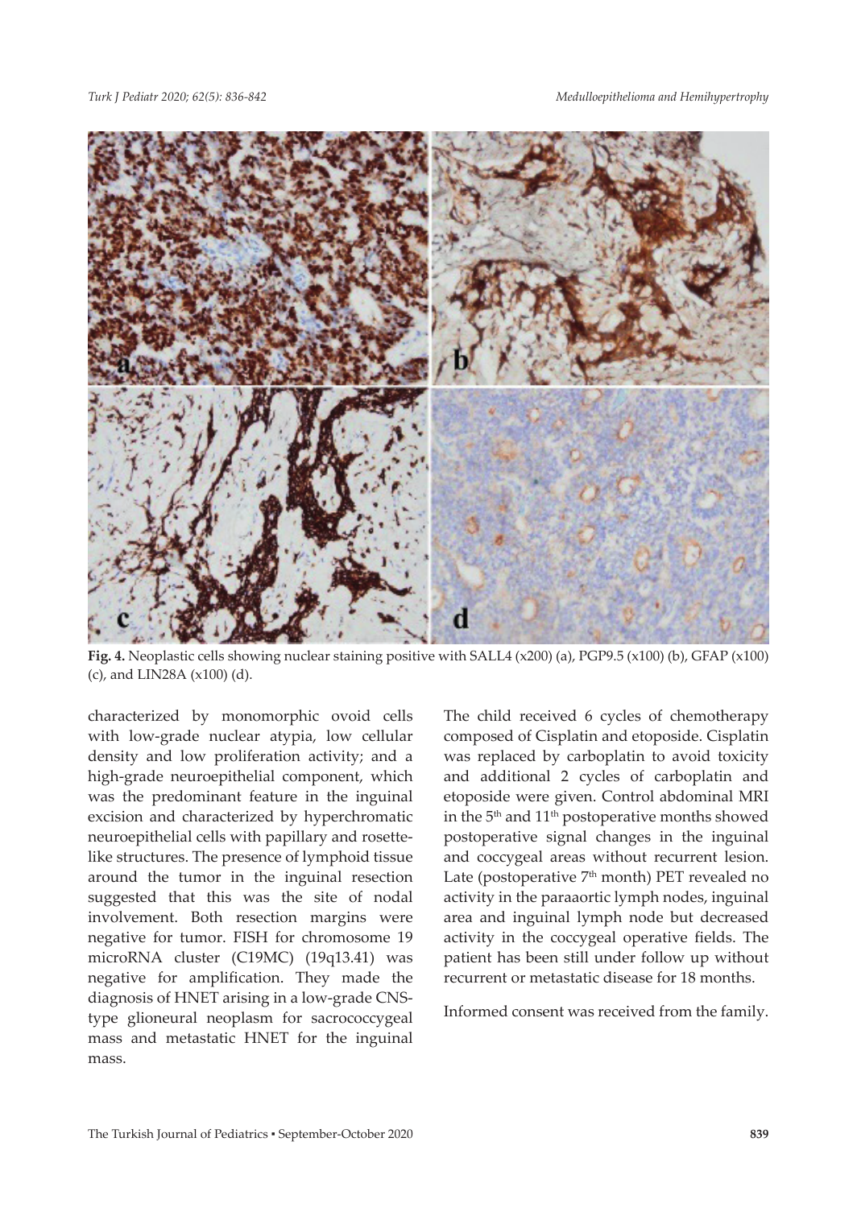Fig. 4. Neoplastic cells showing nuclear staining positive with SALL4 (x200) (a), PGP9.5 (x100) (b), GFAP (x100) (c), and LIN28A (x100) (d).

characterized by monomorphic ovoid cells with low-grade nuclear atypia, low cellular density and low proliferation activity; and a high-grade neuroepithelial component, which was the predominant feature in the inguinal excision and characterized by hyperchromatic neuroepithelial cells with papillary and rosette-like structures. The presence of lymphoid tissue around the tumor in the inguinal resection suggested that this was the site of nodal involvement. Both resection margins were negative for tumor. FISH for chromosome 19 microRNA cluster (C19MC) (19q13.41) was negative for amplification. They made the diagnosis of HNET arising in a low-grade CNS-type glioneural neoplasm for sacrococcygeal mass and metastatic HNET for the inguinal mass.

The child received 6 cycles of chemotherapy composed of Cisplatin and etoposide. Cisplatin was replaced by carboplatin to avoid toxicity and additional 2 cycles of carboplatin and etoposide were given. Control abdominal MRI in the 5th and 11th postoperative months showed postoperative signal changes in the inguinal and coccygeal areas without recurrent lesion. Late (postoperative 7th month) PET revealed no activity in the paraaortic lymph nodes, inguinal area and inguinal lymph node but decreased activity in the coccygeal operative fields. The patient has been still under follow up without recurrent or metastatic disease for 18 months.

Informed consent was received from the family.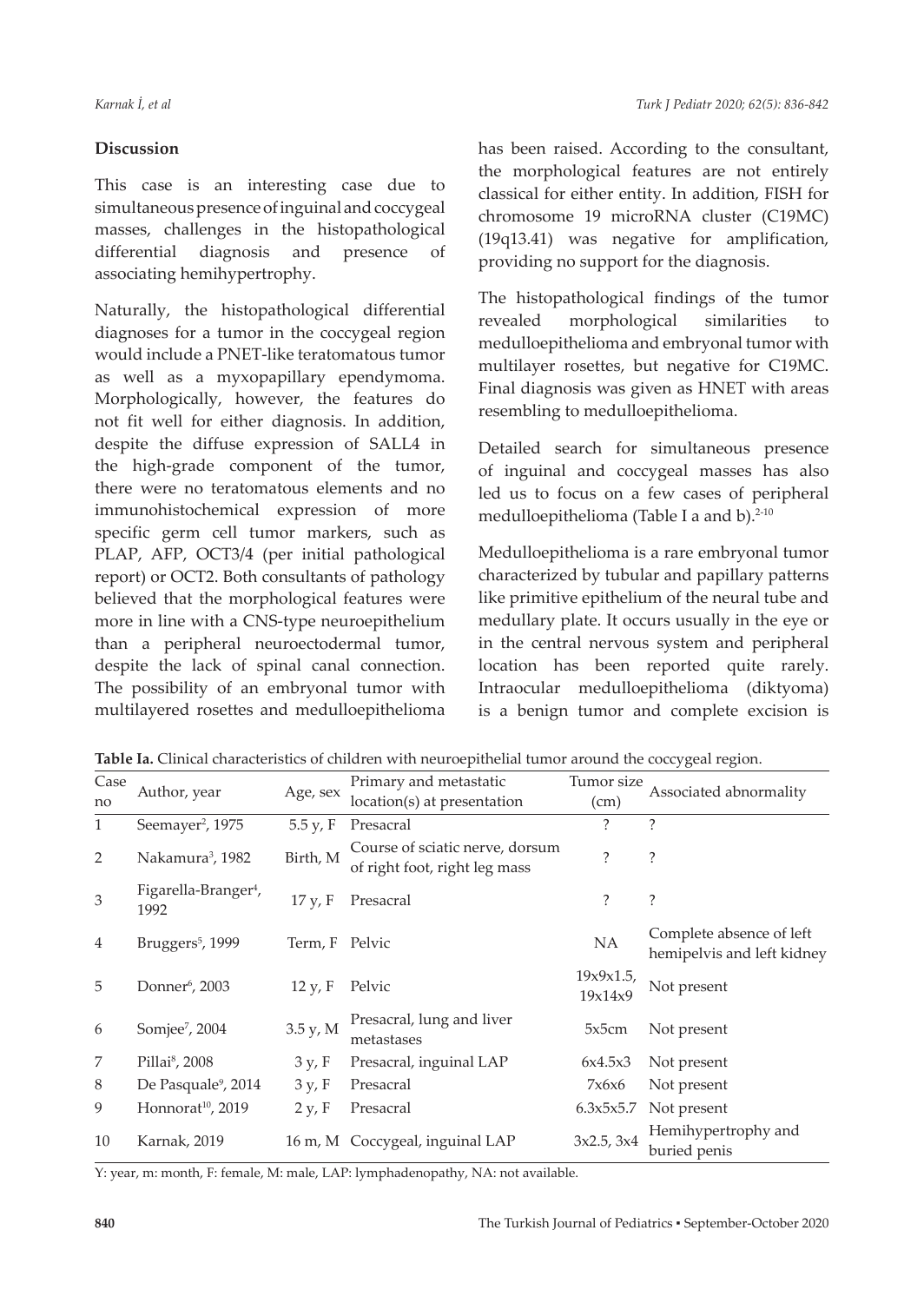## Discussion

This case is an interesting case due to simultaneous presence of inguinal and coccygeal masses, challenges in the histopathological differential diagnosis and presence of associating hemihypertrophy.

Naturally, the histopathological differential diagnoses for a tumor in the coccygeal region would include a PNET-like teratomatous tumor as well as a myxopapillary ependymoma. Morphologically, however, the features do not fit well for either diagnosis. In addition, despite the diffuse expression of SALL4 in the high-grade component of the tumor, there were no teratomatous elements and no immunohistochemical expression of more specific germ cell tumor markers, such as PLAP, AFP, OCT3/4 (per initial pathological report) or OCT2. Both consultants of pathology believed that the morphological features were more in line with a CNS-type neuroepithelium than a peripheral neuroectodermal tumor, despite the lack of spinal canal connection. The possibility of an embryonal tumor with multilayered rosettes and medulloepithelioma has been raised. According to the consultant, the morphological features are not entirely classical for either entity. In addition, FISH for chromosome 19 microRNA cluster (C19MC) (19q13.41) was negative for amplification, providing no support for the diagnosis.

The histopathological findings of the tumor revealed morphological similarities to medulloepithelioma and embryonal tumor with multilayer rosettes, but negative for C19MC. Final diagnosis was given as HNET with areas resembling to medulloepithelioma.

Detailed search for simultaneous presence of inguinal and coccygeal masses has also led us to focus on a few cases of peripheral medulloepithelioma (Table I a and b).[2-10]

Medulloepithelioma is a rare embryonal tumor characterized by tubular and papillary patterns like primitive epithelium of the neural tube and medullary plate. It occurs usually in the eye or in the central nervous system and peripheral location has been reported quite rarely. Intraocular medulloepithelioma (diktyoma) is a benign tumor and complete excision is

**Table Ia.** Clinical characteristics of children with neuroepithelial tumor around the coccygeal region.

| Case no | Author, year | Age, sex | Primary and metastatic location(s) at presentation | Tumor size (cm) | Associated abnormality |
|---|---|---|---|---|---|
| 1 | Seemayer[2], 1975 | 5.5 y, F | Presacral | ? | ? |
| 2 | Nakamura[3], 1982 | Birth, M | Course of sciatic nerve, dorsum of right foot, right leg mass | ? | ? |
| 3 | Figarella-Branger[4], 1992 | 17 y, F | Presacral | ? | ? |
| 4 | Bruggers[5], 1999 | Term, F | Pelvic | NA | Complete absence of left hemipelvis and left kidney |
| 5 | Donner[6], 2003 | 12 y, F | Pelvic | 19x9x1.5, 19x14x9 | Not present |
| 6 | Somjee[7], 2004 | 3.5 y, M | Presacral, lung and liver metastases | 5x5cm | Not present |
| 7 | Pillai[8], 2008 | 3 y, F | Presacral, inguinal LAP | 6x4.5x3 | Not present |
| 8 | De Pasquale[9], 2014 | 3 y, F | Presacral | 7x6x6 | Not present |
| 9 | Honnorat[10], 2019 | 2 y, F | Presacral | 6.3x5x5.7 | Not present |
| 10 | Karnak, 2019 | 16 m, M | Coccygeal, inguinal LAP | 3x2.5, 3x4 | Hemihypertrophy and buried penis |

Y: year, m: month, F: female, M: male, LAP: lymphadenopathy, NA: not available.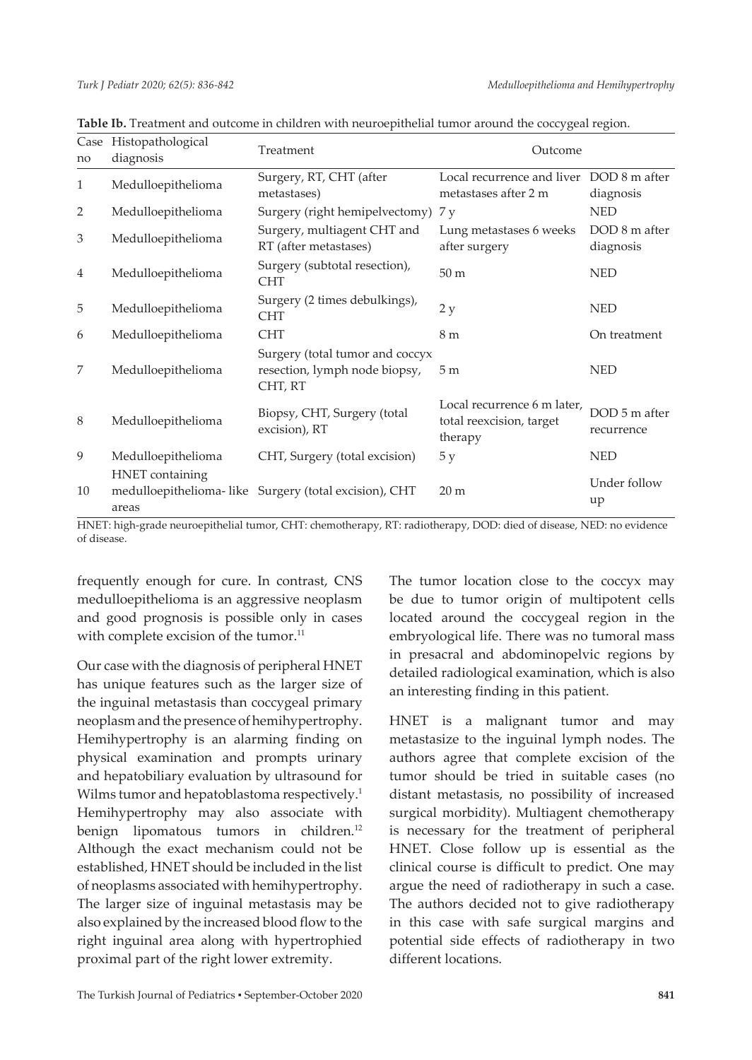**Table Ib.** Treatment and outcome in children with neuroepithelial tumor around the coccygeal region.

| Case no | Histopathological diagnosis | Treatment | Outcome | |
|---|---|---|---|---|
| 1 | Medulloepithelioma | Surgery, RT, CHT (after metastases) | Local recurrence and liver metastases after 2 m | DOD 8 m after diagnosis |
| 2 | Medulloepithelioma | Surgery (right hemipelvectomy) | 7 y | NED |
| 3 | Medulloepithelioma | Surgery, multiagent CHT and RT (after metastases) | Lung metastases 6 weeks after surgery | DOD 8 m after diagnosis |
| 4 | Medulloepithelioma | Surgery (subtotal resection), CHT | 50 m | NED |
| 5 | Medulloepithelioma | Surgery (2 times debulkings), CHT | 2 y | NED |
| 6 | Medulloepithelioma | CHT | 8 m | On treatment |
| 7 | Medulloepithelioma | Surgery (total tumor and coccyx resection, lymph node biopsy, CHT, RT | 5 m | NED |
| 8 | Medulloepithelioma | Biopsy, CHT, Surgery (total excision), RT | Local recurrence 6 m later, total reexcision, target therapy | DOD 5 m after recurrence |
| 9 | Medulloepithelioma | CHT, Surgery (total excision) | 5 y | NED |
| 10 | HNET containing medulloepithelioma-like areas | Surgery (total excision), CHT | 20 m | Under follow up |

HNET: high-grade neuroepithelial tumor, CHT: chemotherapy, RT: radiotherapy, DOD: died of disease, NED: no evidence of disease.

frequently enough for cure. In contrast, CNS medulloepithelioma is an aggressive neoplasm and good prognosis is possible only in cases with complete excision of the tumor.[11]

Our case with the diagnosis of peripheral HNET has unique features such as the larger size of the inguinal metastasis than coccygeal primary neoplasm and the presence of hemihypertrophy. Hemihypertrophy is an alarming finding on physical examination and prompts urinary and hepatobiliary evaluation by ultrasound for Wilms tumor and hepatoblastoma respectively.[1] Hemihypertrophy may also associate with benign lipomatous tumors in children.[12] Although the exact mechanism could not be established, HNET should be included in the list of neoplasms associated with hemihypertrophy. The larger size of inguinal metastasis may be also explained by the increased blood flow to the right inguinal area along with hypertrophied proximal part of the right lower extremity.

The tumor location close to the coccyx may be due to tumor origin of multipotent cells located around the coccygeal region in the embryological life. There was no tumoral mass in presacral and abdominopelvic regions by detailed radiological examination, which is also an interesting finding in this patient.

HNET is a malignant tumor and may metastasize to the inguinal lymph nodes. The authors agree that complete excision of the tumor should be tried in suitable cases (no distant metastasis, no possibility of increased surgical morbidity). Multiagent chemotherapy is necessary for the treatment of peripheral HNET. Close follow up is essential as the clinical course is difficult to predict. One may argue the need of radiotherapy in such a case. The authors decided not to give radiotherapy in this case with safe surgical margins and potential side effects of radiotherapy in two different locations.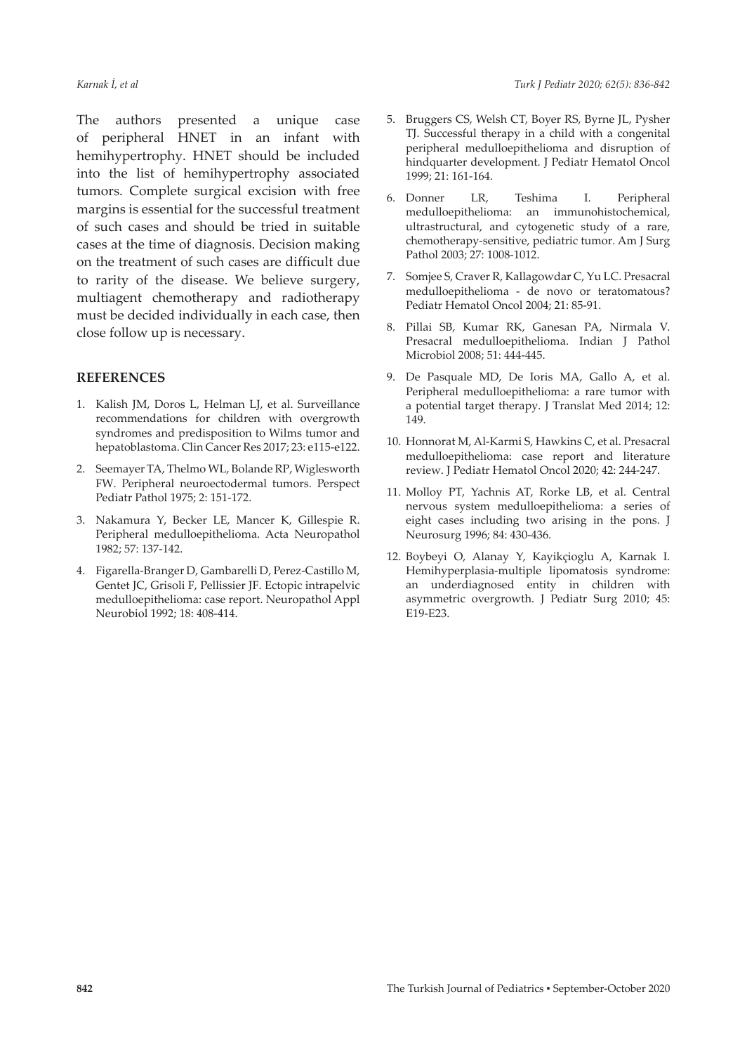The authors presented a unique case of peripheral HNET in an infant with hemihypertrophy. HNET should be included into the list of hemihypertrophy associated tumors. Complete surgical excision with free margins is essential for the successful treatment of such cases and should be tried in suitable cases at the time of diagnosis. Decision making on the treatment of such cases are difficult due to rarity of the disease. We believe surgery, multiagent chemotherapy and radiotherapy must be decided individually in each case, then close follow up is necessary.

## REFERENCES

1. Kalish JM, Doros L, Helman LJ, et al. Surveillance recommendations for children with overgrowth syndromes and predisposition to Wilms tumor and hepatoblastoma. Clin Cancer Res 2017; 23: e115-e122.
2. Seemayer TA, Thelmo WL, Bolande RP, Wiglesworth FW. Peripheral neuroectodermal tumors. Perspect Pediatr Pathol 1975; 2: 151-172.
3. Nakamura Y, Becker LE, Mancer K, Gillespie R. Peripheral medulloepithelioma. Acta Neuropathol 1982; 57: 137-142.
4. Figarella-Branger D, Gambarelli D, Perez-Castillo M, Gentet JC, Grisoli F, Pellissier JF. Ectopic intrapelvic medulloepithelioma: case report. Neuropathol Appl Neurobiol 1992; 18: 408-414.
5. Bruggers CS, Welsh CT, Boyer RS, Byrne JL, Pysher TJ. Successful therapy in a child with a congenital peripheral medulloepithelioma and disruption of hindquarter development. J Pediatr Hematol Oncol 1999; 21: 161-164.
6. Donner LR, Teshima I. Peripheral medulloepithelioma: an immunohistochemical, ultrastructural, and cytogenetic study of a rare, chemotherapy-sensitive, pediatric tumor. Am J Surg Pathol 2003; 27: 1008-1012.
7. Somjee S, Craver R, Kallagowdar C, Yu LC. Presacral medulloepithelioma - de novo or teratomatous? Pediatr Hematol Oncol 2004; 21: 85-91.
8. Pillai SB, Kumar RK, Ganesan PA, Nirmala V. Presacral medulloepithelioma. Indian J Pathol Microbiol 2008; 51: 444-445.
9. De Pasquale MD, De Ioris MA, Gallo A, et al. Peripheral medulloepithelioma: a rare tumor with a potential target therapy. J Translat Med 2014; 12: 149.
10. Honnorat M, Al-Karmi S, Hawkins C, et al. Presacral medulloepithelioma: case report and literature review. J Pediatr Hematol Oncol 2020; 42: 244-247.
11. Molloy PT, Yachnis AT, Rorke LB, et al. Central nervous system medulloepithelioma: a series of eight cases including two arising in the pons. J Neurosurg 1996; 84: 430-436.
12. Boybeyi O, Alanay Y, Kayikçioglu A, Karnak I. Hemihyperplasia-multiple lipomatosis syndrome: an underdiagnosed entity in children with asymmetric overgrowth. J Pediatr Surg 2010; 45: E19-E23.